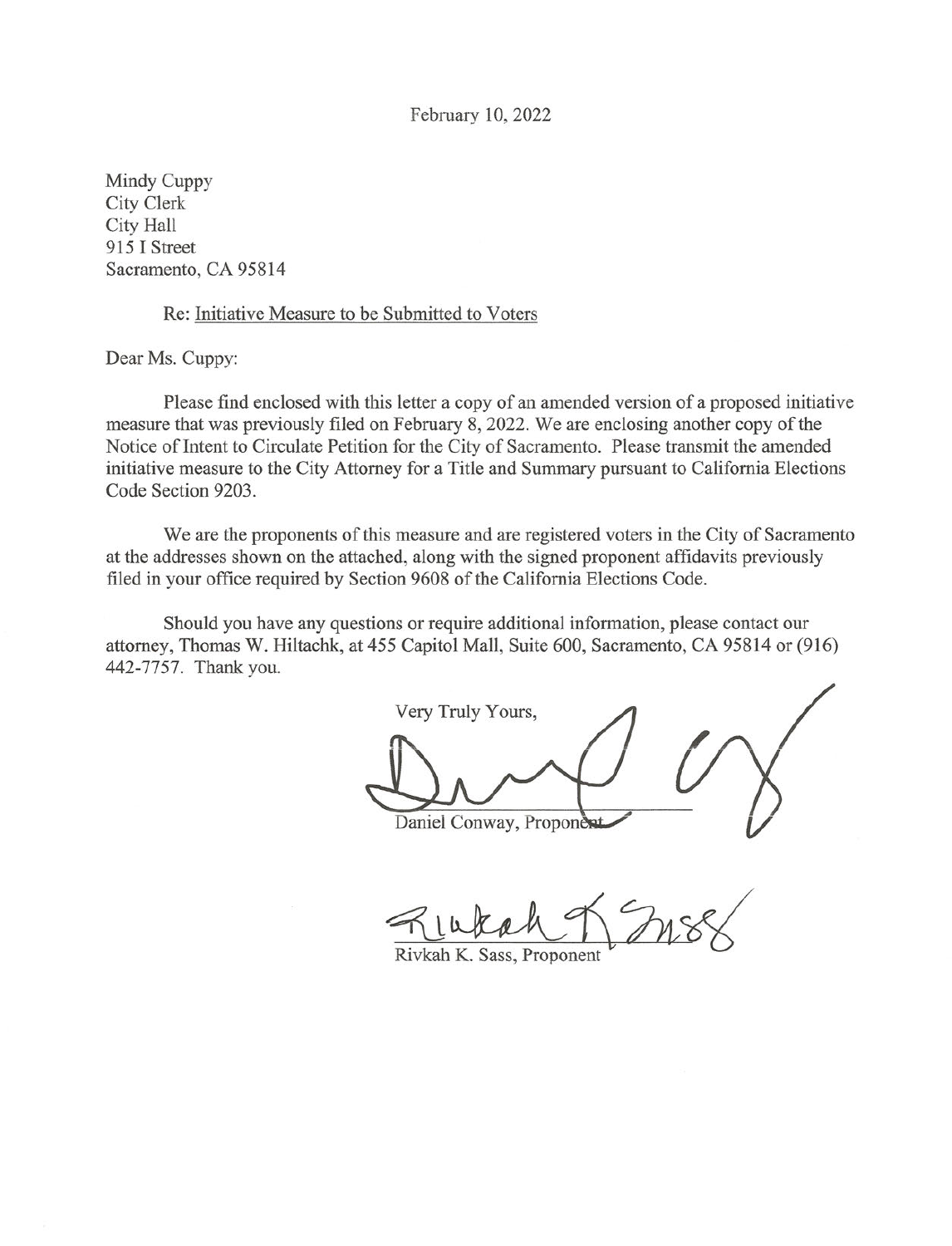February 10, 2022

Mindy Cuppy
City Clerk
City Hall
915 I Street
Sacramento, CA 95814

Re: Initiative Measure to be Submitted to Voters

Dear Ms. Cuppy:

Please find enclosed with this letter a copy of an amended version of a proposed initiative measure that was previously filed on February 8, 2022. We are enclosing another copy of the Notice of Intent to Circulate Petition for the City of Sacramento. Please transmit the amended initiative measure to the City Attorney for a Title and Summary pursuant to California Elections Code Section 9203.

We are the proponents of this measure and are registered voters in the City of Sacramento at the addresses shown on the attached, along with the signed proponent affidavits previously filed in your office required by Section 9608 of the California Elections Code.

Should you have any questions or require additional information, please contact our attorney, Thomas W. Hiltachk, at 455 Capitol Mall, Suite 600, Sacramento, CA 95814 or (916) 442-7757. Thank you.

Very Truly Yours,

Daniel Conway, Proponent

Rivkah K. Sass, Proponent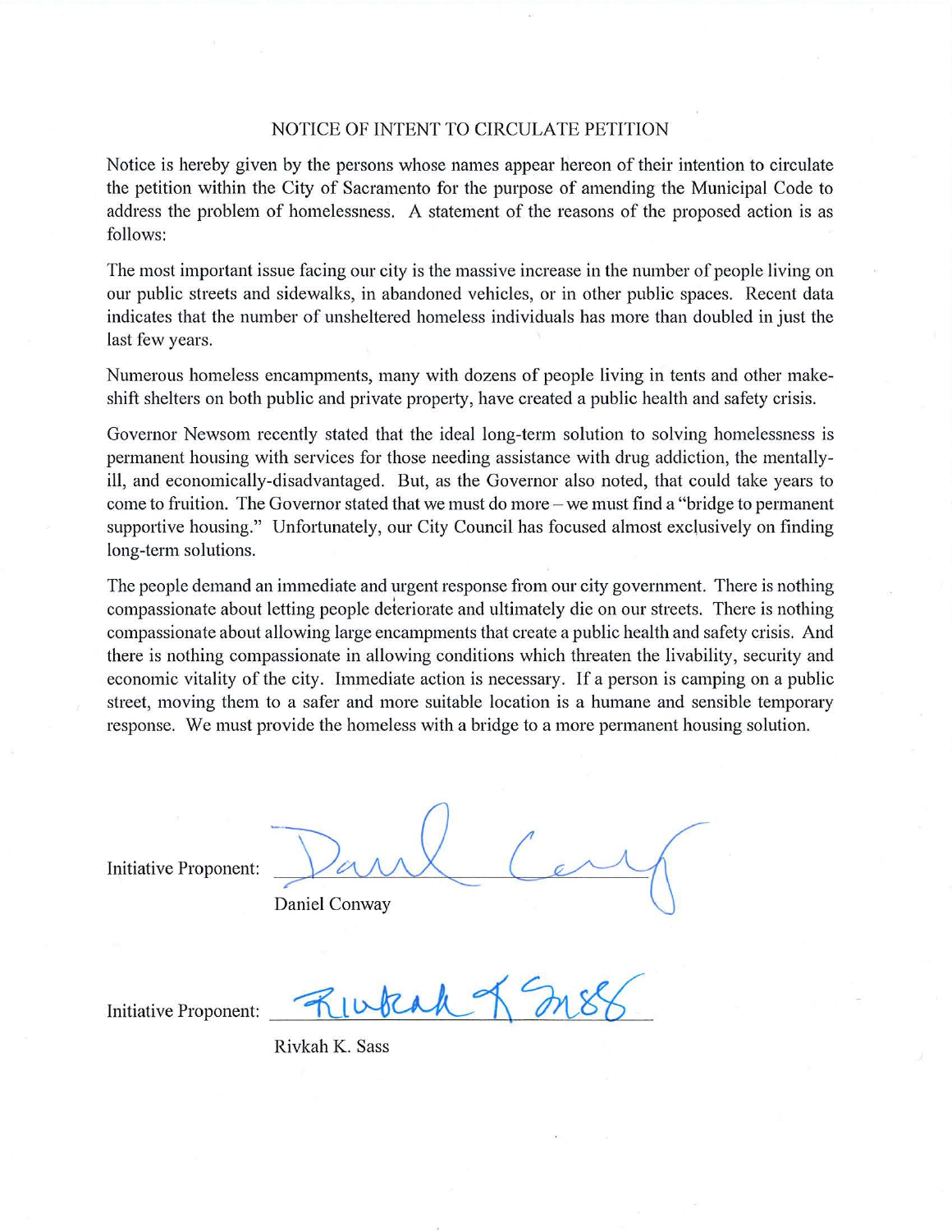## NOTICE OF INTENT TO CIRCULATE PETITION

Notice is hereby given by the persons whose names appear hereon of their intention to circulate the petition within the City of Sacramento for the purpose of amending the Municipal Code to address the problem of homelessness. A statement of the reasons of the proposed action is as follows:

The most important issue facing our city is the massive increase in the number of people living on our public streets and sidewalks, in abandoned vehicles, or in other public spaces. Recent data indicates that the number of unsheltered homeless individuals has more than doubled in just the last few years.

Numerous homeless encampments, many with dozens of people living in tents and other make-shift shelters on both public and private property, have created a public health and safety crisis.

Governor Newsom recently stated that the ideal long-term solution to solving homelessness is permanent housing with services for those needing assistance with drug addiction, the mentally-ill, and economically-disadvantaged. But, as the Governor also noted, that could take years to come to fruition. The Governor stated that we must do more – we must find a "bridge to permanent supportive housing." Unfortunately, our City Council has focused almost exclusively on finding long-term solutions.

The people demand an immediate and urgent response from our city government. There is nothing compassionate about letting people deteriorate and ultimately die on our streets. There is nothing compassionate about allowing large encampments that create a public health and safety crisis. And there is nothing compassionate in allowing conditions which threaten the livability, security and economic vitality of the city. Immediate action is necessary. If a person is camping on a public street, moving them to a safer and more suitable location is a humane and sensible temporary response. We must provide the homeless with a bridge to a more permanent housing solution.

Initiative Proponent: ______________________

Daniel Conway

Initiative Proponent: ______________________

Rivkah K. Sass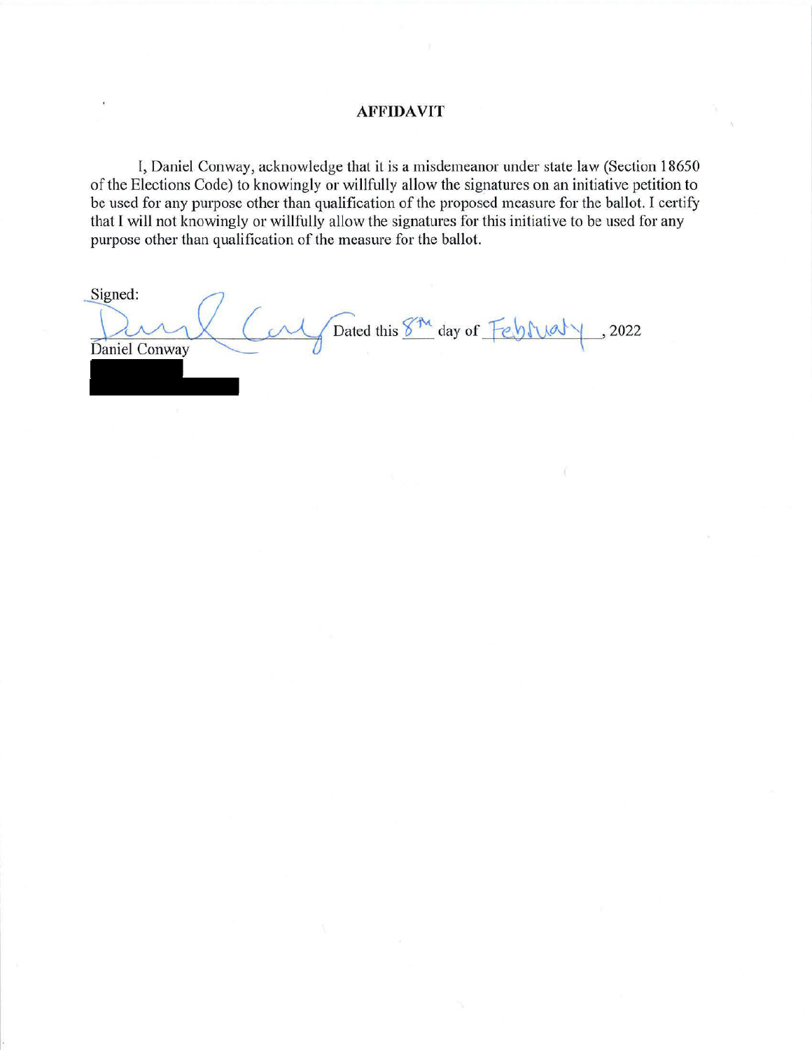## AFFIDAVIT

I, Daniel Conway, acknowledge that it is a misdemeanor under state law (Section 18650 of the Elections Code) to knowingly or willfully allow the signatures on an initiative petition to be used for any purpose other than qualification of the proposed measure for the ballot. I certify that I will not knowingly or willfully allow the signatures for this initiative to be used for any purpose other than qualification of the measure for the ballot.

Signed:

Daniel Conway

Dated this 8th day of February, 2022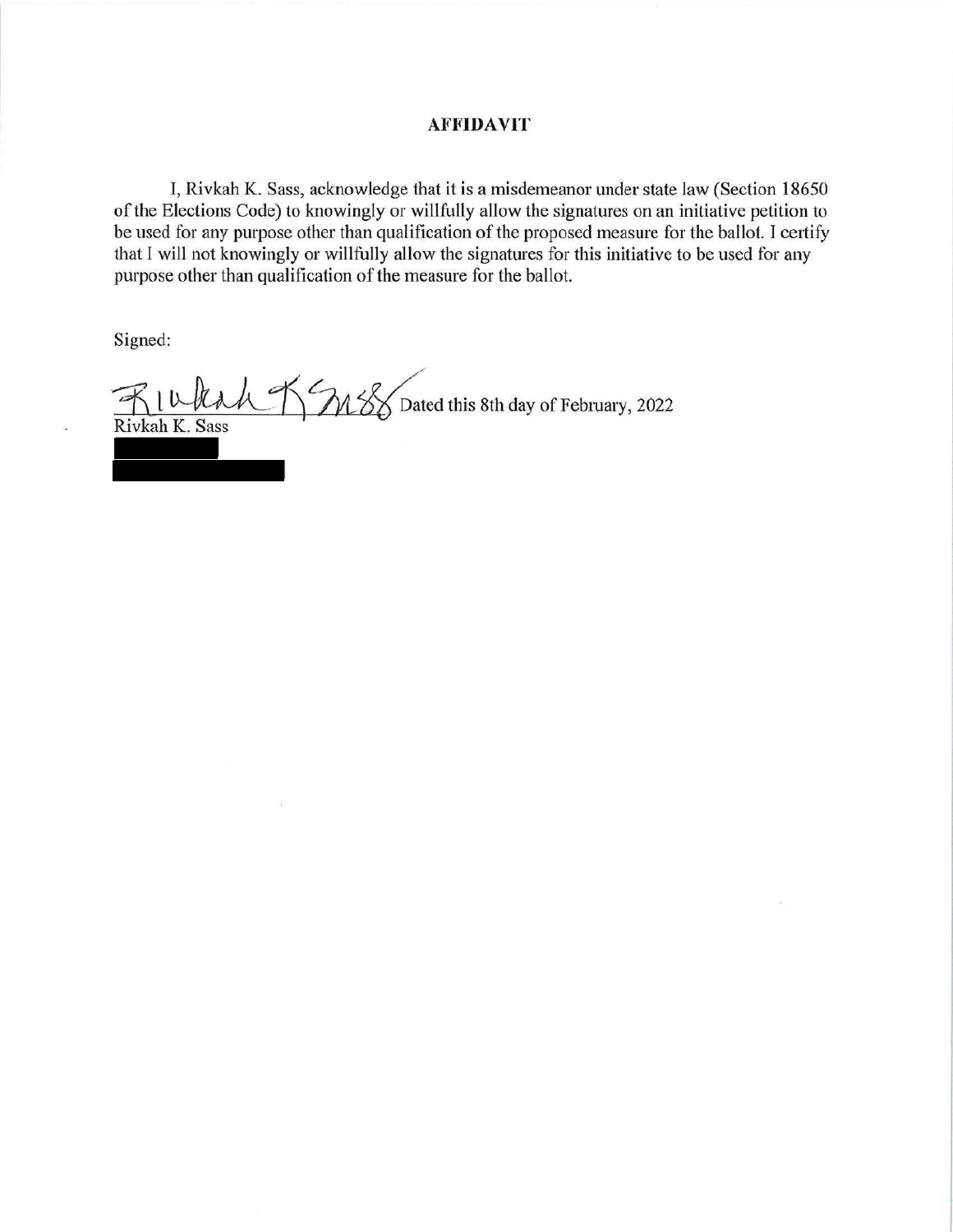# AFFIDAVIT

I, Rivkah K. Sass, acknowledge that it is a misdemeanor under state law (Section 18650 of the Elections Code) to knowingly or willfully allow the signatures on an initiative petition to be used for any purpose other than qualification of the proposed measure for the ballot. I certify that I will not knowingly or willfully allow the signatures for this initiative to be used for any purpose other than qualification of the measure for the ballot.

Signed:

Rivkah K. Sass — Dated this 8th day of February, 2022

Rivkah K. Sass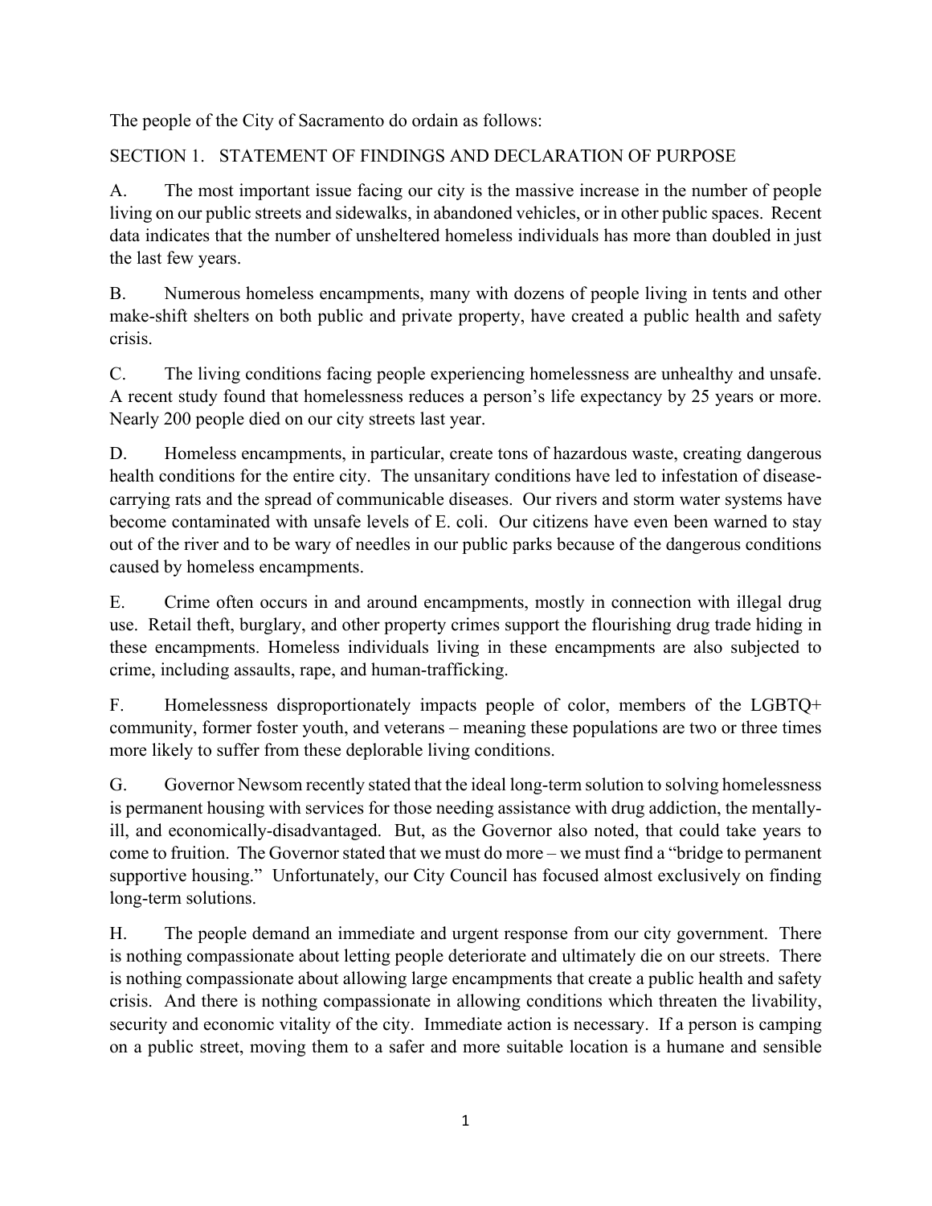The people of the City of Sacramento do ordain as follows:

SECTION 1. STATEMENT OF FINDINGS AND DECLARATION OF PURPOSE

A. The most important issue facing our city is the massive increase in the number of people living on our public streets and sidewalks, in abandoned vehicles, or in other public spaces. Recent data indicates that the number of unsheltered homeless individuals has more than doubled in just the last few years.

B. Numerous homeless encampments, many with dozens of people living in tents and other make-shift shelters on both public and private property, have created a public health and safety crisis.

C. The living conditions facing people experiencing homelessness are unhealthy and unsafe. A recent study found that homelessness reduces a person's life expectancy by 25 years or more. Nearly 200 people died on our city streets last year.

D. Homeless encampments, in particular, create tons of hazardous waste, creating dangerous health conditions for the entire city. The unsanitary conditions have led to infestation of disease-carrying rats and the spread of communicable diseases. Our rivers and storm water systems have become contaminated with unsafe levels of E. coli. Our citizens have even been warned to stay out of the river and to be wary of needles in our public parks because of the dangerous conditions caused by homeless encampments.

E. Crime often occurs in and around encampments, mostly in connection with illegal drug use. Retail theft, burglary, and other property crimes support the flourishing drug trade hiding in these encampments. Homeless individuals living in these encampments are also subjected to crime, including assaults, rape, and human-trafficking.

F. Homelessness disproportionately impacts people of color, members of the LGBTQ+ community, former foster youth, and veterans – meaning these populations are two or three times more likely to suffer from these deplorable living conditions.

G. Governor Newsom recently stated that the ideal long-term solution to solving homelessness is permanent housing with services for those needing assistance with drug addiction, the mentally-ill, and economically-disadvantaged. But, as the Governor also noted, that could take years to come to fruition. The Governor stated that we must do more – we must find a "bridge to permanent supportive housing." Unfortunately, our City Council has focused almost exclusively on finding long-term solutions.

H. The people demand an immediate and urgent response from our city government. There is nothing compassionate about letting people deteriorate and ultimately die on our streets. There is nothing compassionate about allowing large encampments that create a public health and safety crisis. And there is nothing compassionate in allowing conditions which threaten the livability, security and economic vitality of the city. Immediate action is necessary. If a person is camping on a public street, moving them to a safer and more suitable location is a humane and sensible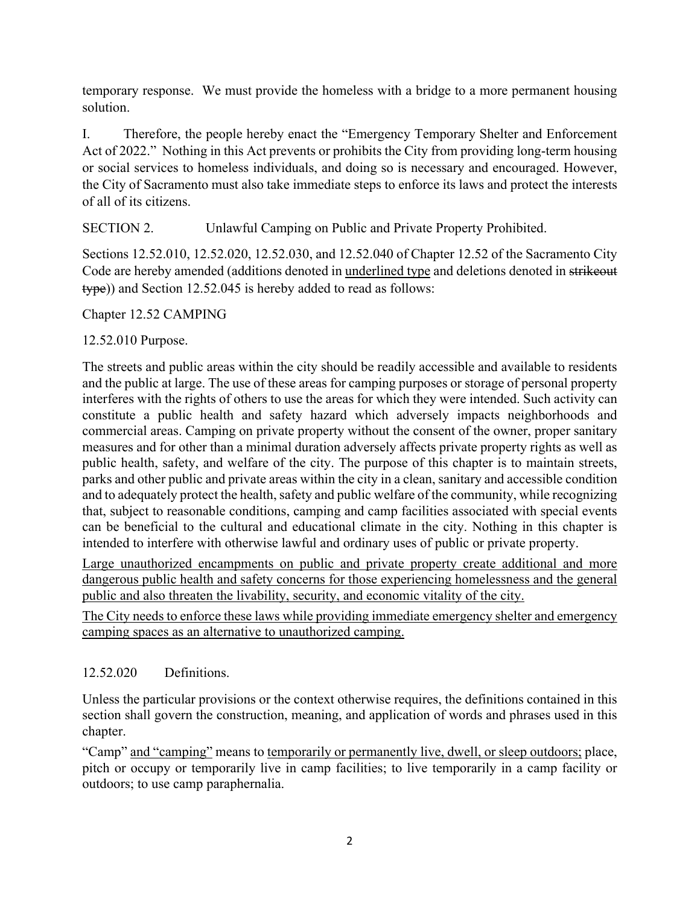temporary response. We must provide the homeless with a bridge to a more permanent housing solution.

I. Therefore, the people hereby enact the "Emergency Temporary Shelter and Enforcement Act of 2022." Nothing in this Act prevents or prohibits the City from providing long-term housing or social services to homeless individuals, and doing so is necessary and encouraged. However, the City of Sacramento must also take immediate steps to enforce its laws and protect the interests of all of its citizens.

SECTION 2. Unlawful Camping on Public and Private Property Prohibited.

Sections 12.52.010, 12.52.020, 12.52.030, and 12.52.040 of Chapter 12.52 of the Sacramento City Code are hereby amended (additions denoted in <u>underlined type</u> and deletions denoted in ~~strikeout type~~)) and Section 12.52.045 is hereby added to read as follows:

Chapter 12.52 CAMPING

12.52.010 Purpose.

The streets and public areas within the city should be readily accessible and available to residents and the public at large. The use of these areas for camping purposes or storage of personal property interferes with the rights of others to use the areas for which they were intended. Such activity can constitute a public health and safety hazard which adversely impacts neighborhoods and commercial areas. Camping on private property without the consent of the owner, proper sanitary measures and for other than a minimal duration adversely affects private property rights as well as public health, safety, and welfare of the city. The purpose of this chapter is to maintain streets, parks and other public and private areas within the city in a clean, sanitary and accessible condition and to adequately protect the health, safety and public welfare of the community, while recognizing that, subject to reasonable conditions, camping and camp facilities associated with special events can be beneficial to the cultural and educational climate in the city. Nothing in this chapter is intended to interfere with otherwise lawful and ordinary uses of public or private property.

<u>Large unauthorized encampments on public and private property create additional and more dangerous public health and safety concerns for those experiencing homelessness and the general public and also threaten the livability, security, and economic vitality of the city.</u>

<u>The City needs to enforce these laws while providing immediate emergency shelter and emergency camping spaces as an alternative to unauthorized camping.</u>

12.52.020 Definitions.

Unless the particular provisions or the context otherwise requires, the definitions contained in this section shall govern the construction, meaning, and application of words and phrases used in this chapter.

"Camp" <u>and "camping"</u> means to <u>temporarily or permanently live, dwell, or sleep outdoors;</u> place, pitch or occupy or temporarily live in camp facilities; to live temporarily in a camp facility or outdoors; to use camp paraphernalia.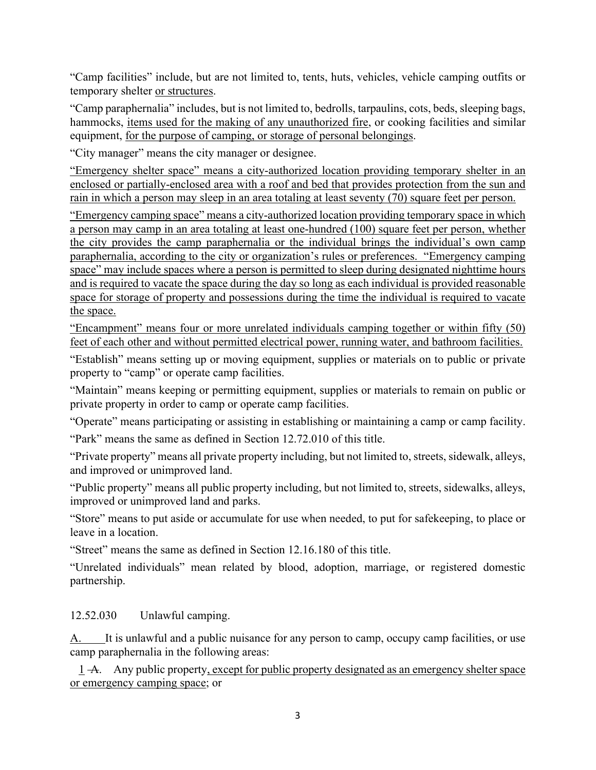"Camp facilities" include, but are not limited to, tents, huts, vehicles, vehicle camping outfits or temporary shelter <u>or structures</u>.

"Camp paraphernalia" includes, but is not limited to, bedrolls, tarpaulins, cots, beds, sleeping bags, hammocks, <u>items used for the making of any unauthorized fire</u>, or cooking facilities and similar equipment, <u>for the purpose of camping, or storage of personal belongings</u>.

"City manager" means the city manager or designee.

<u>"Emergency shelter space" means a city-authorized location providing temporary shelter in an enclosed or partially-enclosed area with a roof and bed that provides protection from the sun and rain in which a person may sleep in an area totaling at least seventy (70) square feet per person.</u>

<u>"Emergency camping space" means a city-authorized location providing temporary space in which a person may camp in an area totaling at least one-hundred (100) square feet per person, whether the city provides the camp paraphernalia or the individual brings the individual's own camp paraphernalia, according to the city or organization's rules or preferences. "Emergency camping space" may include spaces where a person is permitted to sleep during designated nighttime hours and is required to vacate the space during the day so long as each individual is provided reasonable space for storage of property and possessions during the time the individual is required to vacate the space.</u>

<u>"Encampment" means four or more unrelated individuals camping together or within fifty (50) feet of each other and without permitted electrical power, running water, and bathroom facilities.</u>

"Establish" means setting up or moving equipment, supplies or materials on to public or private property to "camp" or operate camp facilities.

"Maintain" means keeping or permitting equipment, supplies or materials to remain on public or private property in order to camp or operate camp facilities.

"Operate" means participating or assisting in establishing or maintaining a camp or camp facility.

"Park" means the same as defined in Section 12.72.010 of this title.

"Private property" means all private property including, but not limited to, streets, sidewalk, alleys, and improved or unimproved land.

"Public property" means all public property including, but not limited to, streets, sidewalks, alleys, improved or unimproved land and parks.

"Store" means to put aside or accumulate for use when needed, to put for safekeeping, to place or leave in a location.

"Street" means the same as defined in Section 12.16.180 of this title.

"Unrelated individuals" mean related by blood, adoption, marriage, or registered domestic partnership.

12.52.030 Unlawful camping.

<u>A.</u> It is unlawful and a public nuisance for any person to camp, occupy camp facilities, or use camp paraphernalia in the following areas:

<u>1</u> ~~A.~~ Any public property<u>, except for public property designated as an emergency shelter space or emergency camping space</u>; or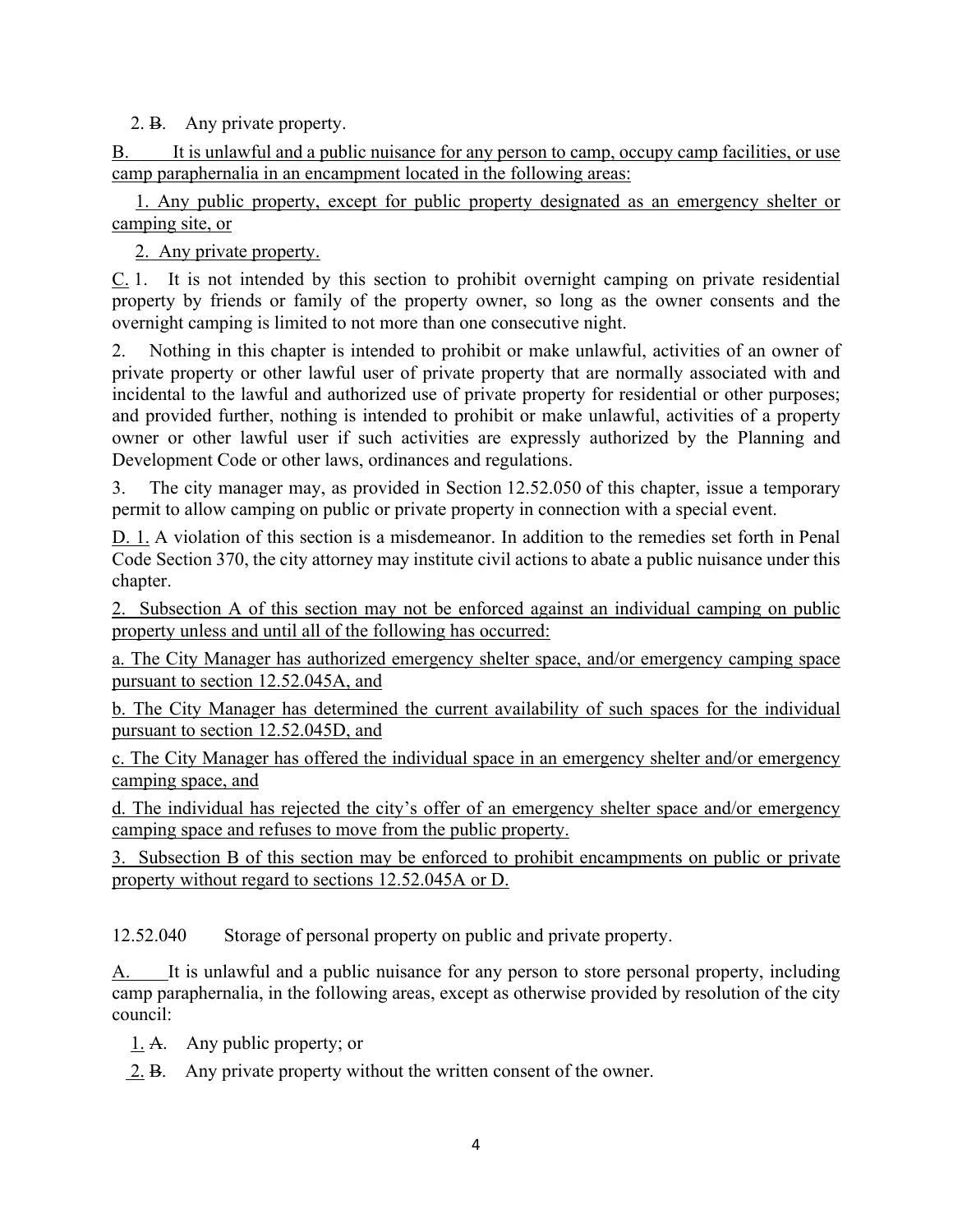2. ~~B~~. Any private property.

<u>B. It is unlawful and a public nuisance for any person to camp, occupy camp facilities, or use camp paraphernalia in an encampment located in the following areas:</u>

<u>1. Any public property, except for public property designated as an emergency shelter or camping site, or</u>

<u>2. Any private property.</u>

<u>C.</u> 1. It is not intended by this section to prohibit overnight camping on private residential property by friends or family of the property owner, so long as the owner consents and the overnight camping is limited to not more than one consecutive night.

2. Nothing in this chapter is intended to prohibit or make unlawful, activities of an owner of private property or other lawful user of private property that are normally associated with and incidental to the lawful and authorized use of private property for residential or other purposes; and provided further, nothing is intended to prohibit or make unlawful, activities of a property owner or other lawful user if such activities are expressly authorized by the Planning and Development Code or other laws, ordinances and regulations.

3. The city manager may, as provided in Section 12.52.050 of this chapter, issue a temporary permit to allow camping on public or private property in connection with a special event.

<u>D. 1.</u> A violation of this section is a misdemeanor. In addition to the remedies set forth in Penal Code Section 370, the city attorney may institute civil actions to abate a public nuisance under this chapter.

<u>2. Subsection A of this section may not be enforced against an individual camping on public property unless and until all of the following has occurred:</u>

<u>a. The City Manager has authorized emergency shelter space, and/or emergency camping space pursuant to section 12.52.045A, and</u>

<u>b. The City Manager has determined the current availability of such spaces for the individual pursuant to section 12.52.045D, and</u>

<u>c. The City Manager has offered the individual space in an emergency shelter and/or emergency camping space, and</u>

<u>d. The individual has rejected the city's offer of an emergency shelter space and/or emergency camping space and refuses to move from the public property.</u>

<u>3. Subsection B of this section may be enforced to prohibit encampments on public or private property without regard to sections 12.52.045A or D.</u>

12.52.040 Storage of personal property on public and private property.

<u>A.</u> It is unlawful and a public nuisance for any person to store personal property, including camp paraphernalia, in the following areas, except as otherwise provided by resolution of the city council:

<u>1.</u> ~~A~~. Any public property; or

<u>2.</u> ~~B~~. Any private property without the written consent of the owner.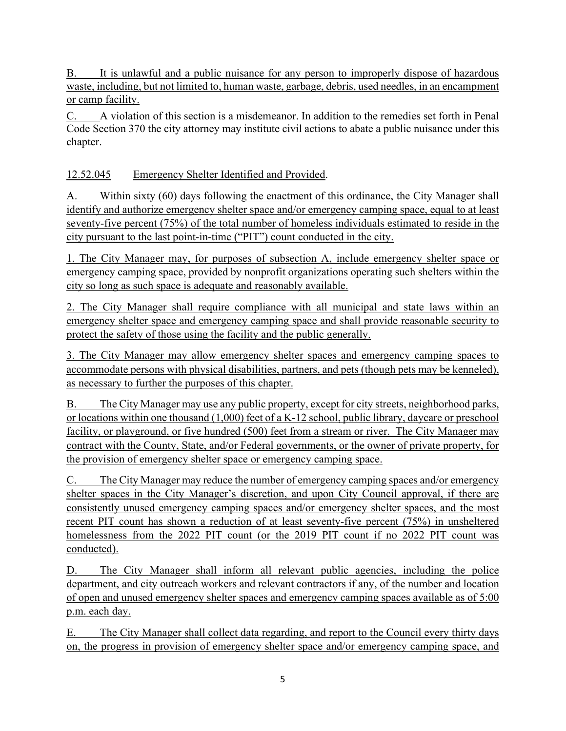B. It is unlawful and a public nuisance for any person to improperly dispose of hazardous waste, including, but not limited to, human waste, garbage, debris, used needles, in an encampment or camp facility.

C. A violation of this section is a misdemeanor. In addition to the remedies set forth in Penal Code Section 370 the city attorney may institute civil actions to abate a public nuisance under this chapter.

12.52.045 Emergency Shelter Identified and Provided.

A. Within sixty (60) days following the enactment of this ordinance, the City Manager shall identify and authorize emergency shelter space and/or emergency camping space, equal to at least seventy-five percent (75%) of the total number of homeless individuals estimated to reside in the city pursuant to the last point-in-time ("PIT") count conducted in the city.

1. The City Manager may, for purposes of subsection A, include emergency shelter space or emergency camping space, provided by nonprofit organizations operating such shelters within the city so long as such space is adequate and reasonably available.

2. The City Manager shall require compliance with all municipal and state laws within an emergency shelter space and emergency camping space and shall provide reasonable security to protect the safety of those using the facility and the public generally.

3. The City Manager may allow emergency shelter spaces and emergency camping spaces to accommodate persons with physical disabilities, partners, and pets (though pets may be kenneled), as necessary to further the purposes of this chapter.

B. The City Manager may use any public property, except for city streets, neighborhood parks, or locations within one thousand (1,000) feet of a K-12 school, public library, daycare or preschool facility, or playground, or five hundred (500) feet from a stream or river. The City Manager may contract with the County, State, and/or Federal governments, or the owner of private property, for the provision of emergency shelter space or emergency camping space.

C. The City Manager may reduce the number of emergency camping spaces and/or emergency shelter spaces in the City Manager's discretion, and upon City Council approval, if there are consistently unused emergency camping spaces and/or emergency shelter spaces, and the most recent PIT count has shown a reduction of at least seventy-five percent (75%) in unsheltered homelessness from the 2022 PIT count (or the 2019 PIT count if no 2022 PIT count was conducted).

D. The City Manager shall inform all relevant public agencies, including the police department, and city outreach workers and relevant contractors if any, of the number and location of open and unused emergency shelter spaces and emergency camping spaces available as of 5:00 p.m. each day.

E. The City Manager shall collect data regarding, and report to the Council every thirty days on, the progress in provision of emergency shelter space and/or emergency camping space, and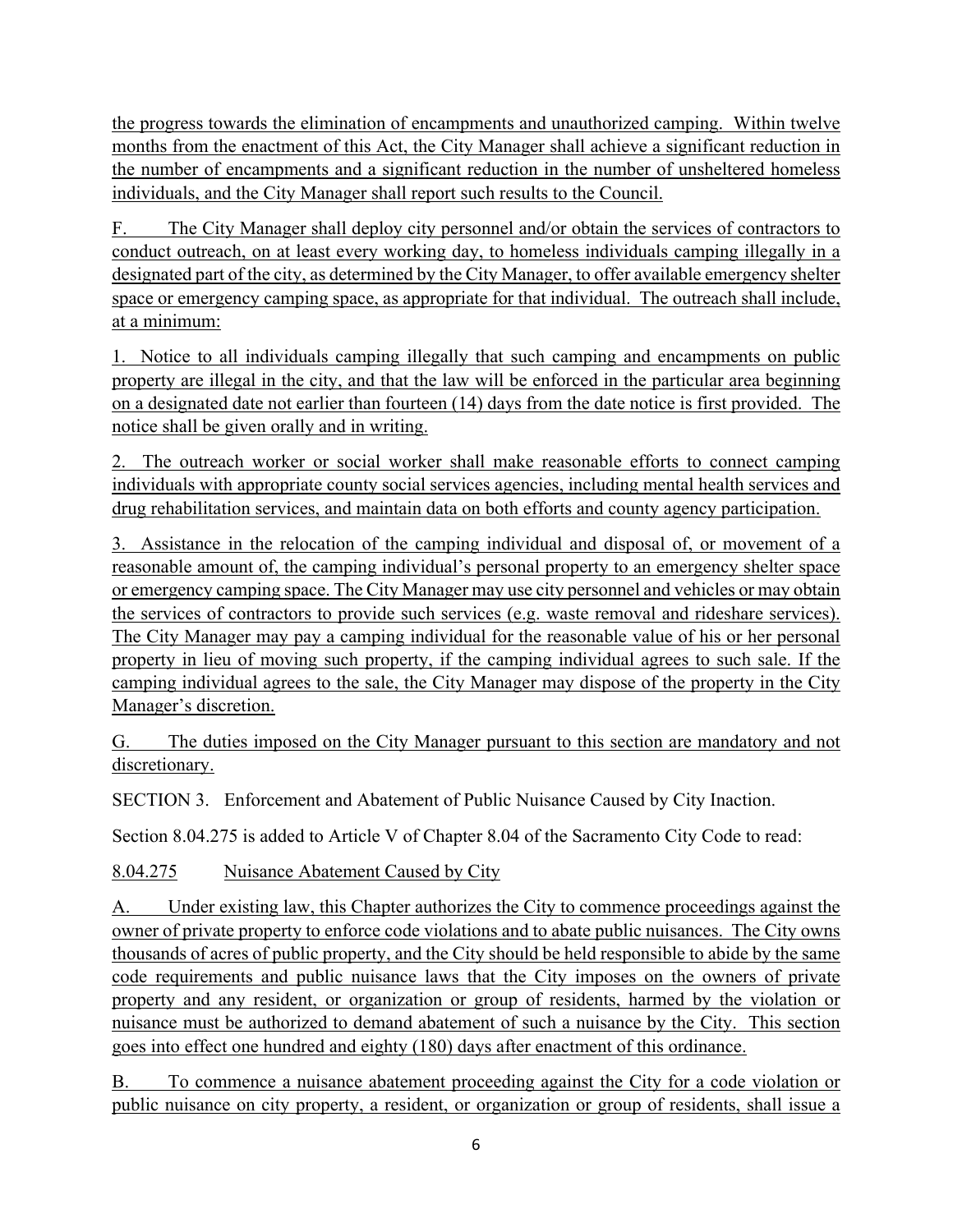the progress towards the elimination of encampments and unauthorized camping. Within twelve months from the enactment of this Act, the City Manager shall achieve a significant reduction in the number of encampments and a significant reduction in the number of unsheltered homeless individuals, and the City Manager shall report such results to the Council.

F. The City Manager shall deploy city personnel and/or obtain the services of contractors to conduct outreach, on at least every working day, to homeless individuals camping illegally in a designated part of the city, as determined by the City Manager, to offer available emergency shelter space or emergency camping space, as appropriate for that individual. The outreach shall include, at a minimum:

1. Notice to all individuals camping illegally that such camping and encampments on public property are illegal in the city, and that the law will be enforced in the particular area beginning on a designated date not earlier than fourteen (14) days from the date notice is first provided. The notice shall be given orally and in writing.

2. The outreach worker or social worker shall make reasonable efforts to connect camping individuals with appropriate county social services agencies, including mental health services and drug rehabilitation services, and maintain data on both efforts and county agency participation.

3. Assistance in the relocation of the camping individual and disposal of, or movement of a reasonable amount of, the camping individual's personal property to an emergency shelter space or emergency camping space. The City Manager may use city personnel and vehicles or may obtain the services of contractors to provide such services (e.g. waste removal and rideshare services). The City Manager may pay a camping individual for the reasonable value of his or her personal property in lieu of moving such property, if the camping individual agrees to such sale. If the camping individual agrees to the sale, the City Manager may dispose of the property in the City Manager's discretion.

G. The duties imposed on the City Manager pursuant to this section are mandatory and not discretionary.

SECTION 3. Enforcement and Abatement of Public Nuisance Caused by City Inaction.

Section 8.04.275 is added to Article V of Chapter 8.04 of the Sacramento City Code to read:

8.04.275 Nuisance Abatement Caused by City

A. Under existing law, this Chapter authorizes the City to commence proceedings against the owner of private property to enforce code violations and to abate public nuisances. The City owns thousands of acres of public property, and the City should be held responsible to abide by the same code requirements and public nuisance laws that the City imposes on the owners of private property and any resident, or organization or group of residents, harmed by the violation or nuisance must be authorized to demand abatement of such a nuisance by the City. This section goes into effect one hundred and eighty (180) days after enactment of this ordinance.

B. To commence a nuisance abatement proceeding against the City for a code violation or public nuisance on city property, a resident, or organization or group of residents, shall issue a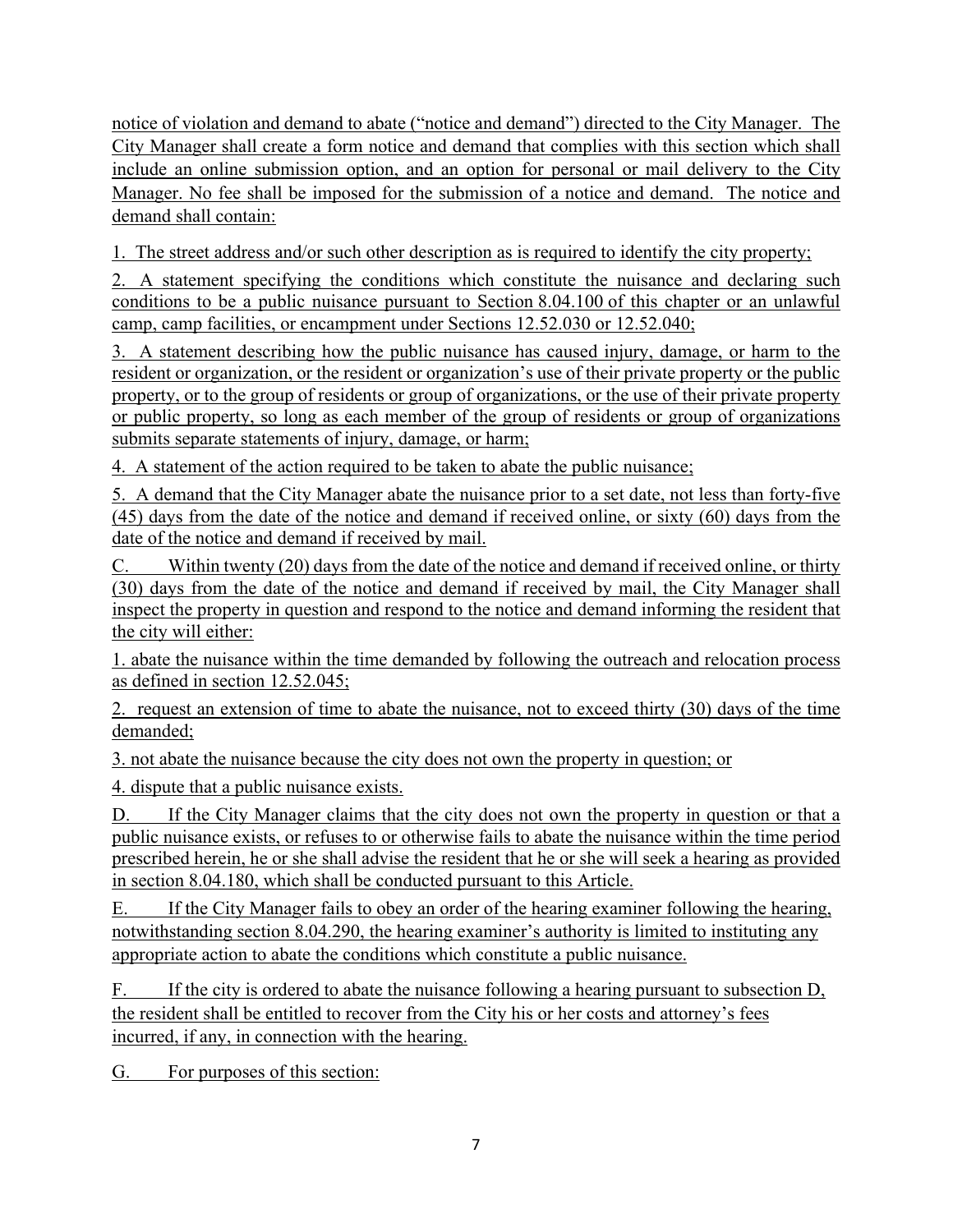notice of violation and demand to abate ("notice and demand") directed to the City Manager. The City Manager shall create a form notice and demand that complies with this section which shall include an online submission option, and an option for personal or mail delivery to the City Manager. No fee shall be imposed for the submission of a notice and demand. The notice and demand shall contain:

1. The street address and/or such other description as is required to identify the city property;

2. A statement specifying the conditions which constitute the nuisance and declaring such conditions to be a public nuisance pursuant to Section 8.04.100 of this chapter or an unlawful camp, camp facilities, or encampment under Sections 12.52.030 or 12.52.040;

3. A statement describing how the public nuisance has caused injury, damage, or harm to the resident or organization, or the resident or organization's use of their private property or the public property, or to the group of residents or group of organizations, or the use of their private property or public property, so long as each member of the group of residents or group of organizations submits separate statements of injury, damage, or harm;

4. A statement of the action required to be taken to abate the public nuisance;

5. A demand that the City Manager abate the nuisance prior to a set date, not less than forty-five (45) days from the date of the notice and demand if received online, or sixty (60) days from the date of the notice and demand if received by mail.

C. Within twenty (20) days from the date of the notice and demand if received online, or thirty (30) days from the date of the notice and demand if received by mail, the City Manager shall inspect the property in question and respond to the notice and demand informing the resident that the city will either:

1. abate the nuisance within the time demanded by following the outreach and relocation process as defined in section 12.52.045;

2. request an extension of time to abate the nuisance, not to exceed thirty (30) days of the time demanded;

3. not abate the nuisance because the city does not own the property in question; or

4. dispute that a public nuisance exists.

D. If the City Manager claims that the city does not own the property in question or that a public nuisance exists, or refuses to or otherwise fails to abate the nuisance within the time period prescribed herein, he or she shall advise the resident that he or she will seek a hearing as provided in section 8.04.180, which shall be conducted pursuant to this Article.

E. If the City Manager fails to obey an order of the hearing examiner following the hearing, notwithstanding section 8.04.290, the hearing examiner's authority is limited to instituting any appropriate action to abate the conditions which constitute a public nuisance.

F. If the city is ordered to abate the nuisance following a hearing pursuant to subsection D, the resident shall be entitled to recover from the City his or her costs and attorney's fees incurred, if any, in connection with the hearing.

G. For purposes of this section: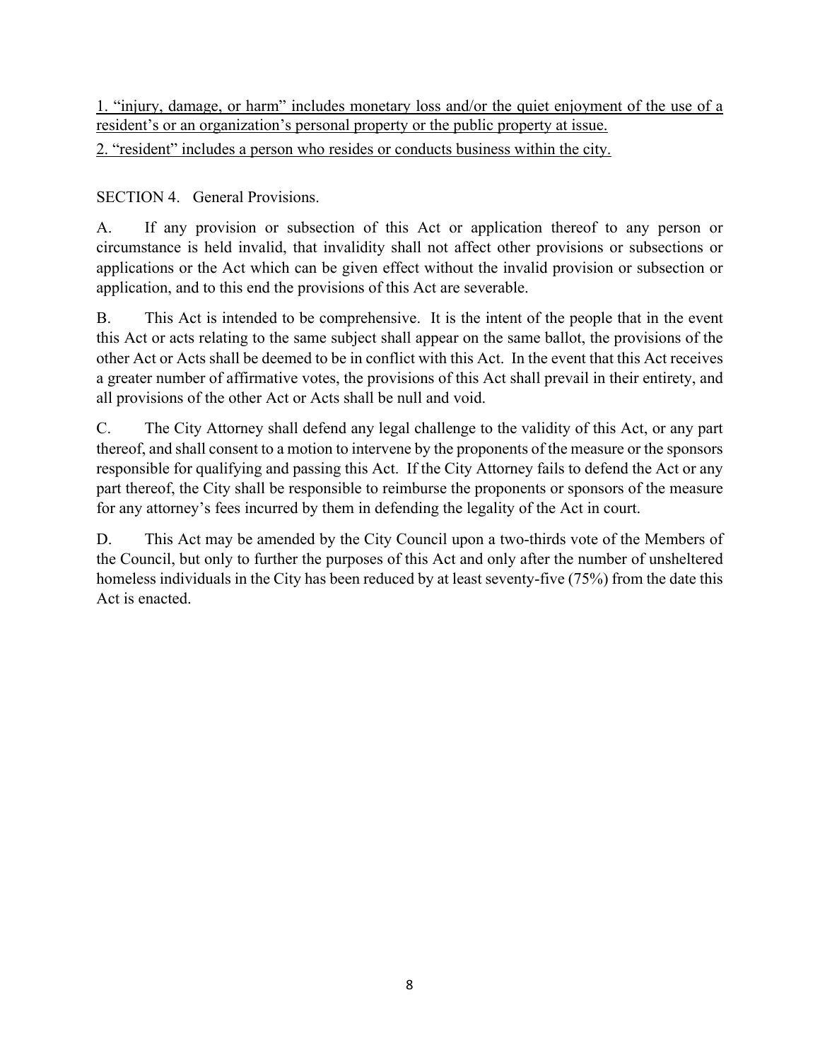<u>1. "injury, damage, or harm" includes monetary loss and/or the quiet enjoyment of the use of a resident's or an organization's personal property or the public property at issue.</u>

<u>2. "resident" includes a person who resides or conducts business within the city.</u>

SECTION 4. General Provisions.

A. If any provision or subsection of this Act or application thereof to any person or circumstance is held invalid, that invalidity shall not affect other provisions or subsections or applications or the Act which can be given effect without the invalid provision or subsection or application, and to this end the provisions of this Act are severable.

B. This Act is intended to be comprehensive. It is the intent of the people that in the event this Act or acts relating to the same subject shall appear on the same ballot, the provisions of the other Act or Acts shall be deemed to be in conflict with this Act. In the event that this Act receives a greater number of affirmative votes, the provisions of this Act shall prevail in their entirety, and all provisions of the other Act or Acts shall be null and void.

C. The City Attorney shall defend any legal challenge to the validity of this Act, or any part thereof, and shall consent to a motion to intervene by the proponents of the measure or the sponsors responsible for qualifying and passing this Act. If the City Attorney fails to defend the Act or any part thereof, the City shall be responsible to reimburse the proponents or sponsors of the measure for any attorney's fees incurred by them in defending the legality of the Act in court.

D. This Act may be amended by the City Council upon a two-thirds vote of the Members of the Council, but only to further the purposes of this Act and only after the number of unsheltered homeless individuals in the City has been reduced by at least seventy-five (75%) from the date this Act is enacted.